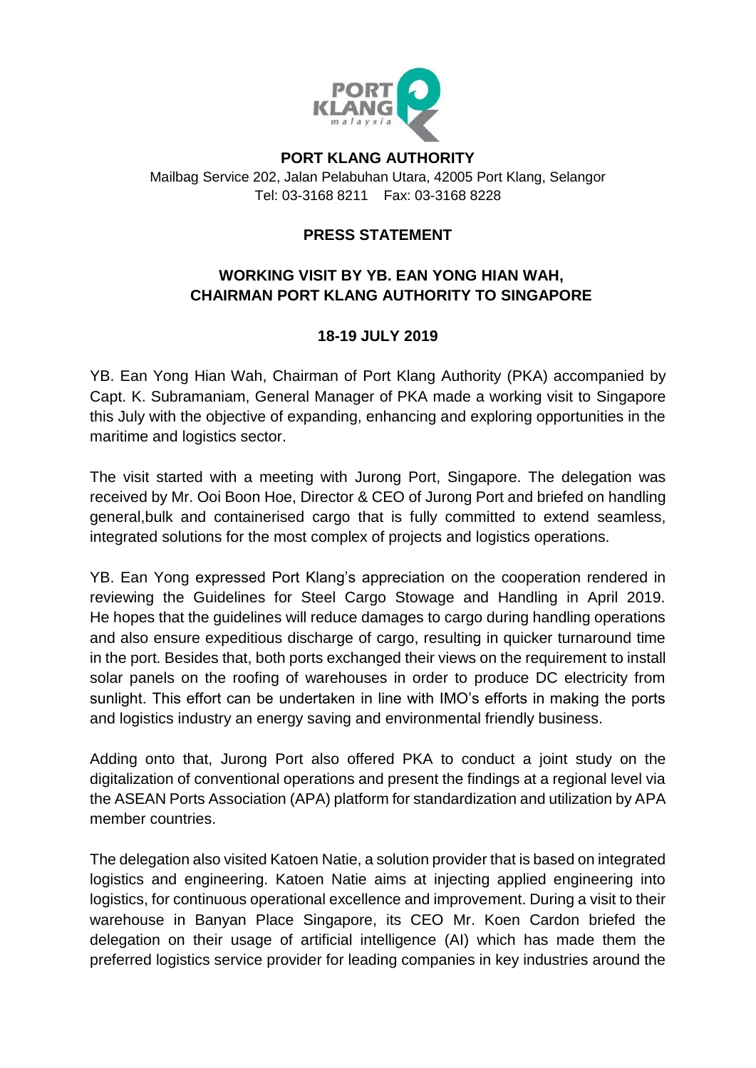**PORT KLANG AUTHORITY**

Mailbag Service 202, Jalan Pelabuhan Utara, 42005 Port Klang, Selangor
Tel: 03-3168 8211 Fax: 03-3168 8228

# PRESS STATEMENT

## WORKING VISIT BY YB. EAN YONG HIAN WAH, CHAIRMAN PORT KLANG AUTHORITY TO SINGAPORE

### 18-19 JULY 2019

YB. Ean Yong Hian Wah, Chairman of Port Klang Authority (PKA) accompanied by Capt. K. Subramaniam, General Manager of PKA made a working visit to Singapore this July with the objective of expanding, enhancing and exploring opportunities in the maritime and logistics sector.

The visit started with a meeting with Jurong Port, Singapore. The delegation was received by Mr. Ooi Boon Hoe, Director & CEO of Jurong Port and briefed on handling general,bulk and containerised cargo that is fully committed to extend seamless, integrated solutions for the most complex of projects and logistics operations.

YB. Ean Yong expressed Port Klang's appreciation on the cooperation rendered in reviewing the Guidelines for Steel Cargo Stowage and Handling in April 2019. He hopes that the guidelines will reduce damages to cargo during handling operations and also ensure expeditious discharge of cargo, resulting in quicker turnaround time in the port. Besides that, both ports exchanged their views on the requirement to install solar panels on the roofing of warehouses in order to produce DC electricity from sunlight. This effort can be undertaken in line with IMO's efforts in making the ports and logistics industry an energy saving and environmental friendly business.

Adding onto that, Jurong Port also offered PKA to conduct a joint study on the digitalization of conventional operations and present the findings at a regional level via the ASEAN Ports Association (APA) platform for standardization and utilization by APA member countries.

The delegation also visited Katoen Natie, a solution provider that is based on integrated logistics and engineering. Katoen Natie aims at injecting applied engineering into logistics, for continuous operational excellence and improvement. During a visit to their warehouse in Banyan Place Singapore, its CEO Mr. Koen Cardon briefed the delegation on their usage of artificial intelligence (AI) which has made them the preferred logistics service provider for leading companies in key industries around the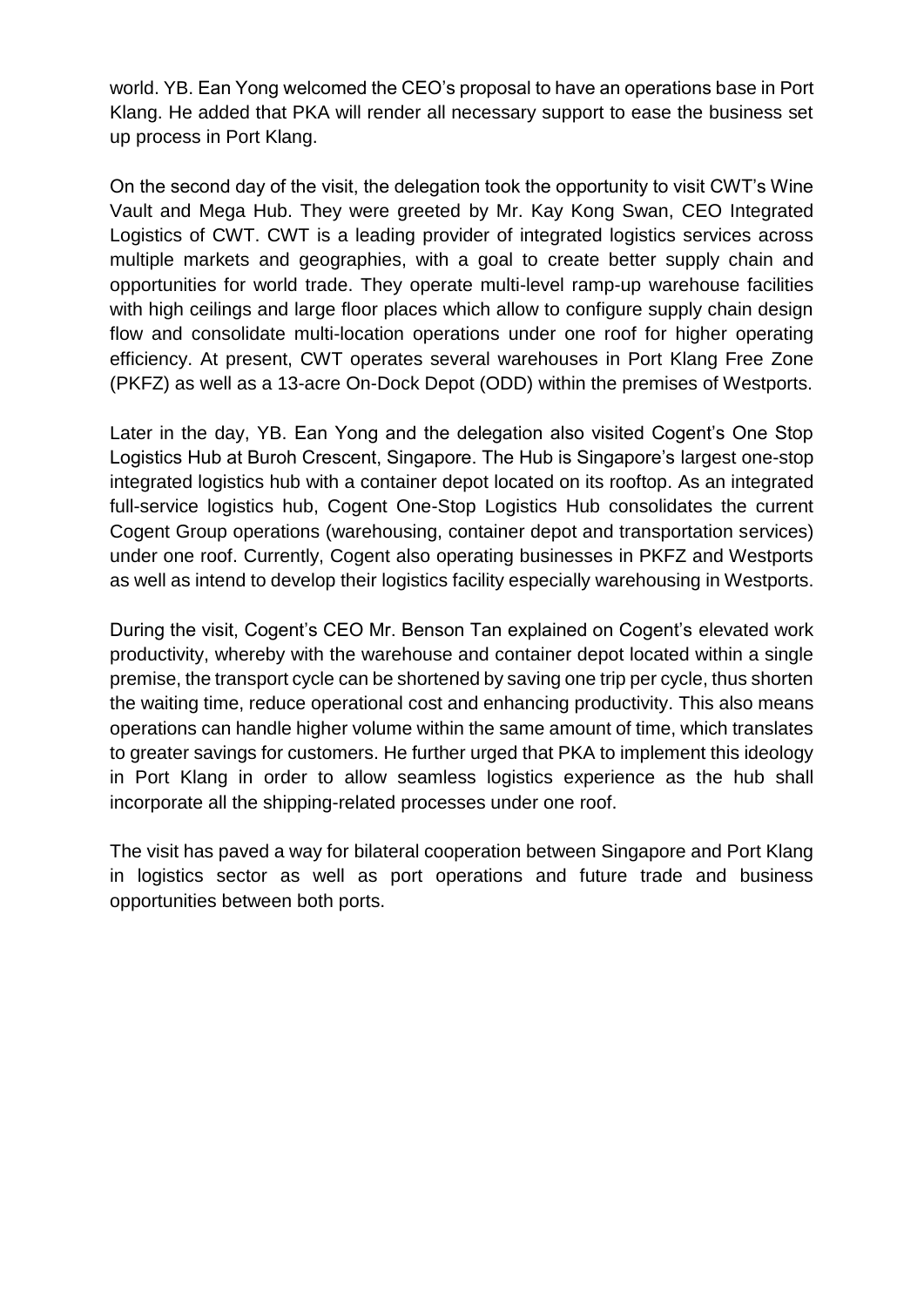world. YB. Ean Yong welcomed the CEO's proposal to have an operations base in Port Klang. He added that PKA will render all necessary support to ease the business set up process in Port Klang.

On the second day of the visit, the delegation took the opportunity to visit CWT's Wine Vault and Mega Hub. They were greeted by Mr. Kay Kong Swan, CEO Integrated Logistics of CWT. CWT is a leading provider of integrated logistics services across multiple markets and geographies, with a goal to create better supply chain and opportunities for world trade. They operate multi-level ramp-up warehouse facilities with high ceilings and large floor places which allow to configure supply chain design flow and consolidate multi-location operations under one roof for higher operating efficiency. At present, CWT operates several warehouses in Port Klang Free Zone (PKFZ) as well as a 13-acre On-Dock Depot (ODD) within the premises of Westports.

Later in the day, YB. Ean Yong and the delegation also visited Cogent's One Stop Logistics Hub at Buroh Crescent, Singapore. The Hub is Singapore's largest one-stop integrated logistics hub with a container depot located on its rooftop. As an integrated full-service logistics hub, Cogent One-Stop Logistics Hub consolidates the current Cogent Group operations (warehousing, container depot and transportation services) under one roof. Currently, Cogent also operating businesses in PKFZ and Westports as well as intend to develop their logistics facility especially warehousing in Westports.

During the visit, Cogent's CEO Mr. Benson Tan explained on Cogent's elevated work productivity, whereby with the warehouse and container depot located within a single premise, the transport cycle can be shortened by saving one trip per cycle, thus shorten the waiting time, reduce operational cost and enhancing productivity. This also means operations can handle higher volume within the same amount of time, which translates to greater savings for customers. He further urged that PKA to implement this ideology in Port Klang in order to allow seamless logistics experience as the hub shall incorporate all the shipping-related processes under one roof.

The visit has paved a way for bilateral cooperation between Singapore and Port Klang in logistics sector as well as port operations and future trade and business opportunities between both ports.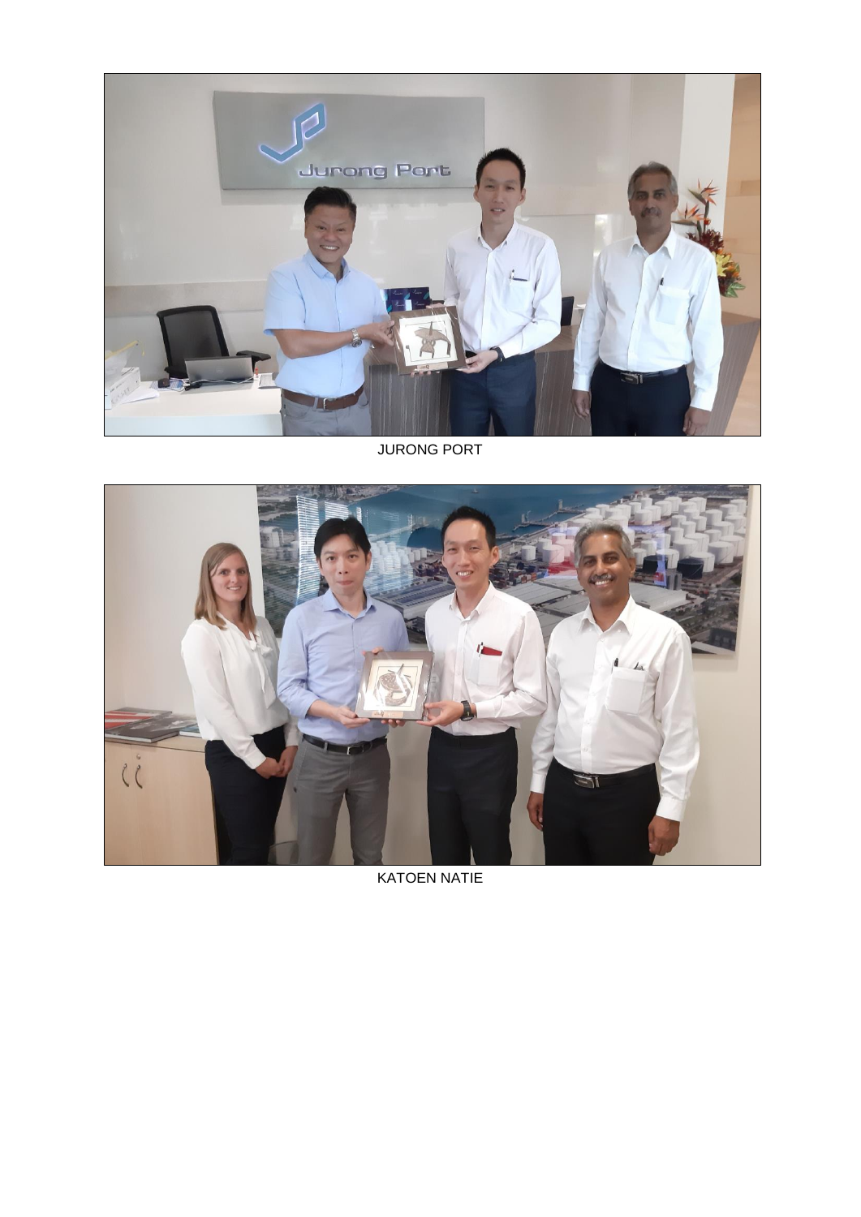JURONG PORT

KATOEN NATIE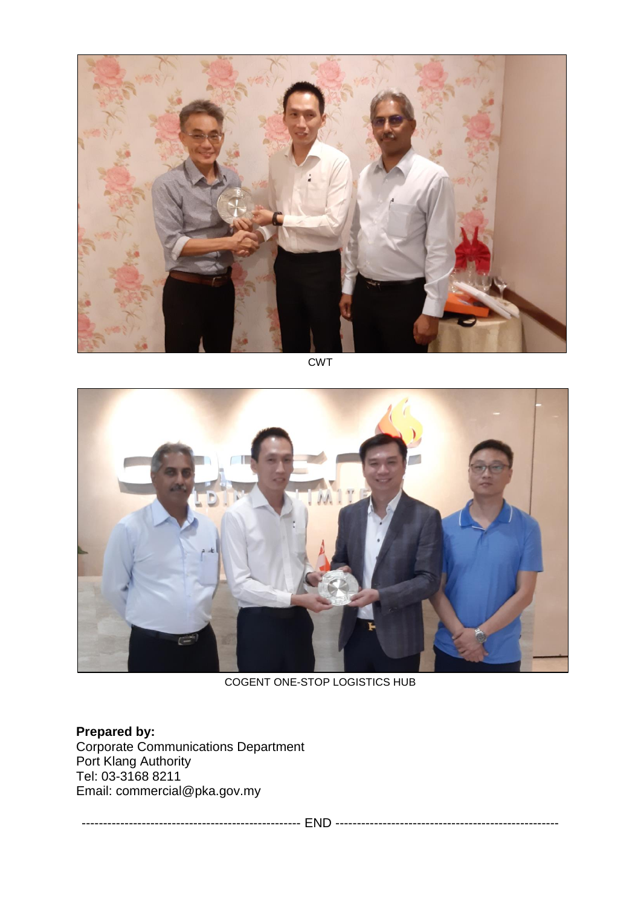CWT

COGENT ONE-STOP LOGISTICS HUB

**Prepared by:**
Corporate Communications Department
Port Klang Authority
Tel: 03-3168 8211
Email: commercial@pka.gov.my

--------------------------------------------------- END ---------------------------------------------------